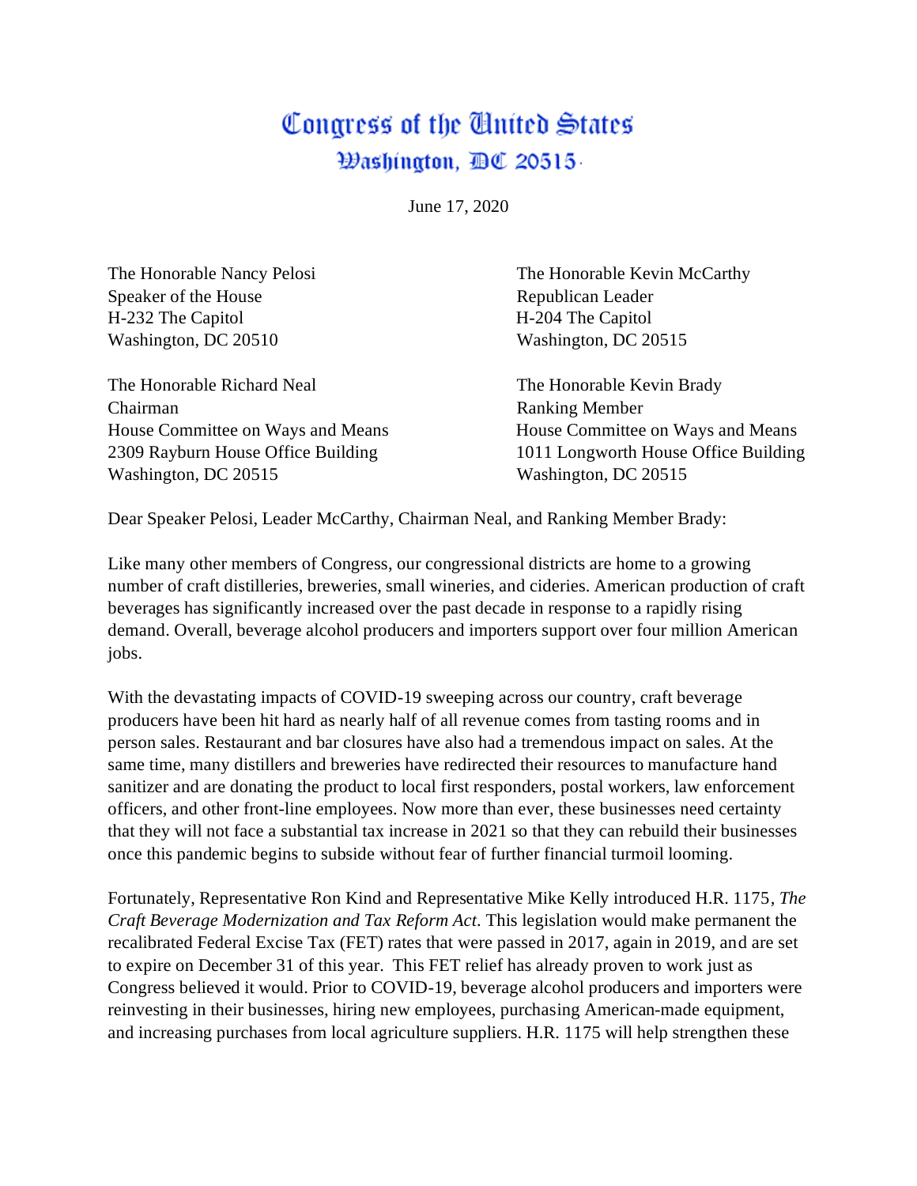# Congress of the United States
## Washington, DC 20515

June 17, 2020

The Honorable Nancy Pelosi
Speaker of the House
H-232 The Capitol
Washington, DC 20510

The Honorable Kevin McCarthy
Republican Leader
H-204 The Capitol
Washington, DC 20515

The Honorable Richard Neal
Chairman
House Committee on Ways and Means
2309 Rayburn House Office Building
Washington, DC 20515

The Honorable Kevin Brady
Ranking Member
House Committee on Ways and Means
1011 Longworth House Office Building
Washington, DC 20515

Dear Speaker Pelosi, Leader McCarthy, Chairman Neal, and Ranking Member Brady:

Like many other members of Congress, our congressional districts are home to a growing number of craft distilleries, breweries, small wineries, and cideries. American production of craft beverages has significantly increased over the past decade in response to a rapidly rising demand. Overall, beverage alcohol producers and importers support over four million American jobs.

With the devastating impacts of COVID-19 sweeping across our country, craft beverage producers have been hit hard as nearly half of all revenue comes from tasting rooms and in person sales. Restaurant and bar closures have also had a tremendous impact on sales. At the same time, many distillers and breweries have redirected their resources to manufacture hand sanitizer and are donating the product to local first responders, postal workers, law enforcement officers, and other front-line employees. Now more than ever, these businesses need certainty that they will not face a substantial tax increase in 2021 so that they can rebuild their businesses once this pandemic begins to subside without fear of further financial turmoil looming.

Fortunately, Representative Ron Kind and Representative Mike Kelly introduced H.R. 1175, *The Craft Beverage Modernization and Tax Reform Act*. This legislation would make permanent the recalibrated Federal Excise Tax (FET) rates that were passed in 2017, again in 2019, and are set to expire on December 31 of this year. This FET relief has already proven to work just as Congress believed it would. Prior to COVID-19, beverage alcohol producers and importers were reinvesting in their businesses, hiring new employees, purchasing American-made equipment, and increasing purchases from local agriculture suppliers. H.R. 1175 will help strengthen these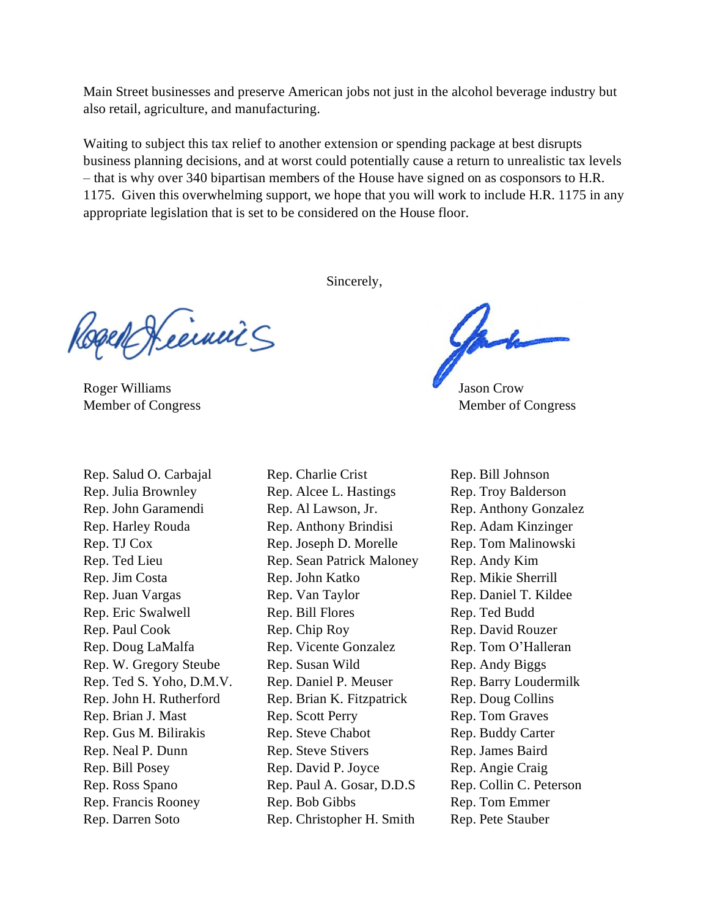Main Street businesses and preserve American jobs not just in the alcohol beverage industry but also retail, agriculture, and manufacturing.

Waiting to subject this tax relief to another extension or spending package at best disrupts business planning decisions, and at worst could potentially cause a return to unrealistic tax levels – that is why over 340 bipartisan members of the House have signed on as cosponsors to H.R. 1175. Given this overwhelming support, we hope that you will work to include H.R. 1175 in any appropriate legislation that is set to be considered on the House floor.

Sincerely,

Roger Williams
Member of Congress

Jason Crow
Member of Congress

Rep. Salud O. Carbajal
Rep. Julia Brownley
Rep. John Garamendi
Rep. Harley Rouda
Rep. TJ Cox
Rep. Ted Lieu
Rep. Jim Costa
Rep. Juan Vargas
Rep. Eric Swalwell
Rep. Paul Cook
Rep. Doug LaMalfa
Rep. W. Gregory Steube
Rep. Ted S. Yoho, D.M.V.
Rep. John H. Rutherford
Rep. Brian J. Mast
Rep. Gus M. Bilirakis
Rep. Neal P. Dunn
Rep. Bill Posey
Rep. Ross Spano
Rep. Francis Rooney
Rep. Darren Soto

Rep. Charlie Crist
Rep. Alcee L. Hastings
Rep. Al Lawson, Jr.
Rep. Anthony Brindisi
Rep. Joseph D. Morelle
Rep. Sean Patrick Maloney
Rep. John Katko
Rep. Van Taylor
Rep. Bill Flores
Rep. Chip Roy
Rep. Vicente Gonzalez
Rep. Susan Wild
Rep. Daniel P. Meuser
Rep. Brian K. Fitzpatrick
Rep. Scott Perry
Rep. Steve Chabot
Rep. Steve Stivers
Rep. David P. Joyce
Rep. Paul A. Gosar, D.D.S
Rep. Bob Gibbs
Rep. Christopher H. Smith

Rep. Bill Johnson
Rep. Troy Balderson
Rep. Anthony Gonzalez
Rep. Adam Kinzinger
Rep. Tom Malinowski
Rep. Andy Kim
Rep. Mikie Sherrill
Rep. Daniel T. Kildee
Rep. Ted Budd
Rep. David Rouzer
Rep. Tom O'Halleran
Rep. Andy Biggs
Rep. Barry Loudermilk
Rep. Doug Collins
Rep. Tom Graves
Rep. Buddy Carter
Rep. James Baird
Rep. Angie Craig
Rep. Collin C. Peterson
Rep. Tom Emmer
Rep. Pete Stauber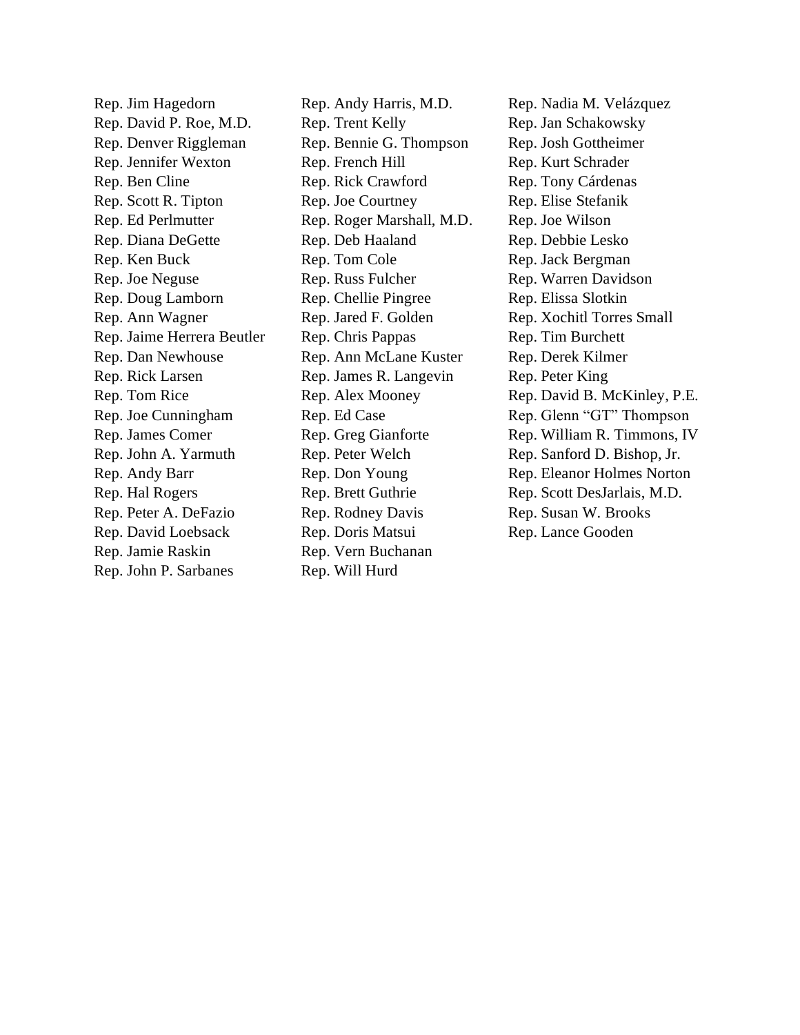Rep. Jim Hagedorn
Rep. David P. Roe, M.D.
Rep. Denver Riggleman
Rep. Jennifer Wexton
Rep. Ben Cline
Rep. Scott R. Tipton
Rep. Ed Perlmutter
Rep. Diana DeGette
Rep. Ken Buck
Rep. Joe Neguse
Rep. Doug Lamborn
Rep. Ann Wagner
Rep. Jaime Herrera Beutler
Rep. Dan Newhouse
Rep. Rick Larsen
Rep. Tom Rice
Rep. Joe Cunningham
Rep. James Comer
Rep. John A. Yarmuth
Rep. Andy Barr
Rep. Hal Rogers
Rep. Peter A. DeFazio
Rep. David Loebsack
Rep. Jamie Raskin
Rep. John P. Sarbanes
Rep. Andy Harris, M.D.
Rep. Trent Kelly
Rep. Bennie G. Thompson
Rep. French Hill
Rep. Rick Crawford
Rep. Joe Courtney
Rep. Roger Marshall, M.D.
Rep. Deb Haaland
Rep. Tom Cole
Rep. Russ Fulcher
Rep. Chellie Pingree
Rep. Jared F. Golden
Rep. Chris Pappas
Rep. Ann McLane Kuster
Rep. James R. Langevin
Rep. Alex Mooney
Rep. Ed Case
Rep. Greg Gianforte
Rep. Peter Welch
Rep. Don Young
Rep. Brett Guthrie
Rep. Rodney Davis
Rep. Doris Matsui
Rep. Vern Buchanan
Rep. Will Hurd
Rep. Nadia M. Velázquez
Rep. Jan Schakowsky
Rep. Josh Gottheimer
Rep. Kurt Schrader
Rep. Tony Cárdenas
Rep. Elise Stefanik
Rep. Joe Wilson
Rep. Debbie Lesko
Rep. Jack Bergman
Rep. Warren Davidson
Rep. Elissa Slotkin
Rep. Xochitl Torres Small
Rep. Tim Burchett
Rep. Derek Kilmer
Rep. Peter King
Rep. David B. McKinley, P.E.
Rep. Glenn "GT" Thompson
Rep. William R. Timmons, IV
Rep. Sanford D. Bishop, Jr.
Rep. Eleanor Holmes Norton
Rep. Scott DesJarlais, M.D.
Rep. Susan W. Brooks
Rep. Lance Gooden